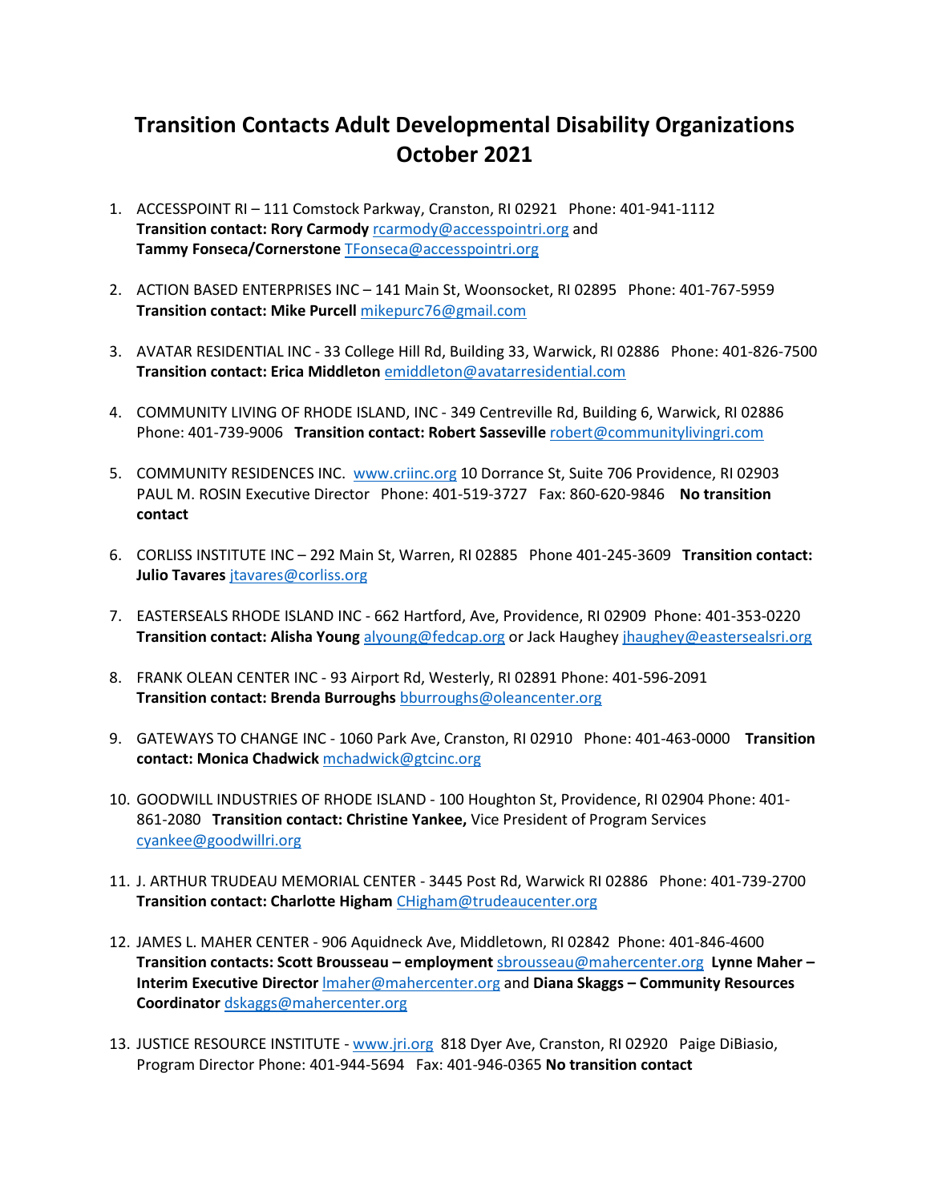# Transition Contacts Adult Developmental Disability Organizations October 2021

1. ACCESSPOINT RI – 111 Comstock Parkway, Cranston, RI 02921 Phone: 401-941-1112
   **Transition contact: Rory Carmody** rcarmody@accesspointri.org and
   **Tammy Fonseca/Cornerstone** TFonseca@accesspointri.org

2. ACTION BASED ENTERPRISES INC – 141 Main St, Woonsocket, RI 02895 Phone: 401-767-5959
   **Transition contact: Mike Purcell** mikepurc76@gmail.com

3. AVATAR RESIDENTIAL INC - 33 College Hill Rd, Building 33, Warwick, RI 02886 Phone: 401-826-7500
   **Transition contact: Erica Middleton** emiddleton@avatarresidential.com

4. COMMUNITY LIVING OF RHODE ISLAND, INC - 349 Centreville Rd, Building 6, Warwick, RI 02886
   Phone: 401-739-9006 **Transition contact: Robert Sasseville** robert@communitylivingri.com

5. COMMUNITY RESIDENCES INC. www.criinc.org 10 Dorrance St, Suite 706 Providence, RI 02903
   PAUL M. ROSIN Executive Director Phone: 401-519-3727 Fax: 860-620-9846 **No transition contact**

6. CORLISS INSTITUTE INC – 292 Main St, Warren, RI 02885 Phone 401-245-3609 **Transition contact: Julio Tavares** jtavares@corliss.org

7. EASTERSEALS RHODE ISLAND INC - 662 Hartford, Ave, Providence, RI 02909 Phone: 401-353-0220
   **Transition contact: Alisha Young** alyoung@fedcap.org or Jack Haughey jhaughey@eastersealsri.org

8. FRANK OLEAN CENTER INC - 93 Airport Rd, Westerly, RI 02891 Phone: 401-596-2091
   **Transition contact: Brenda Burroughs** bburroughs@oleancenter.org

9. GATEWAYS TO CHANGE INC - 1060 Park Ave, Cranston, RI 02910 Phone: 401-463-0000 **Transition contact: Monica Chadwick** mchadwick@gtcinc.org

10. GOODWILL INDUSTRIES OF RHODE ISLAND - 100 Houghton St, Providence, RI 02904 Phone: 401-861-2080 **Transition contact: Christine Yankee,** Vice President of Program Services cyankee@goodwillri.org

11. J. ARTHUR TRUDEAU MEMORIAL CENTER - 3445 Post Rd, Warwick RI 02886 Phone: 401-739-2700
    **Transition contact: Charlotte Higham** CHigham@trudeaucenter.org

12. JAMES L. MAHER CENTER - 906 Aquidneck Ave, Middletown, RI 02842 Phone: 401-846-4600
    **Transition contacts: Scott Brousseau – employment** sbrousseau@mahercenter.org **Lynne Maher – Interim Executive Director** lmaher@mahercenter.org and **Diana Skaggs – Community Resources Coordinator** dskaggs@mahercenter.org

13. JUSTICE RESOURCE INSTITUTE - www.jri.org 818 Dyer Ave, Cranston, RI 02920 Paige DiBiasio, Program Director Phone: 401-944-5694 Fax: 401-946-0365 **No transition contact**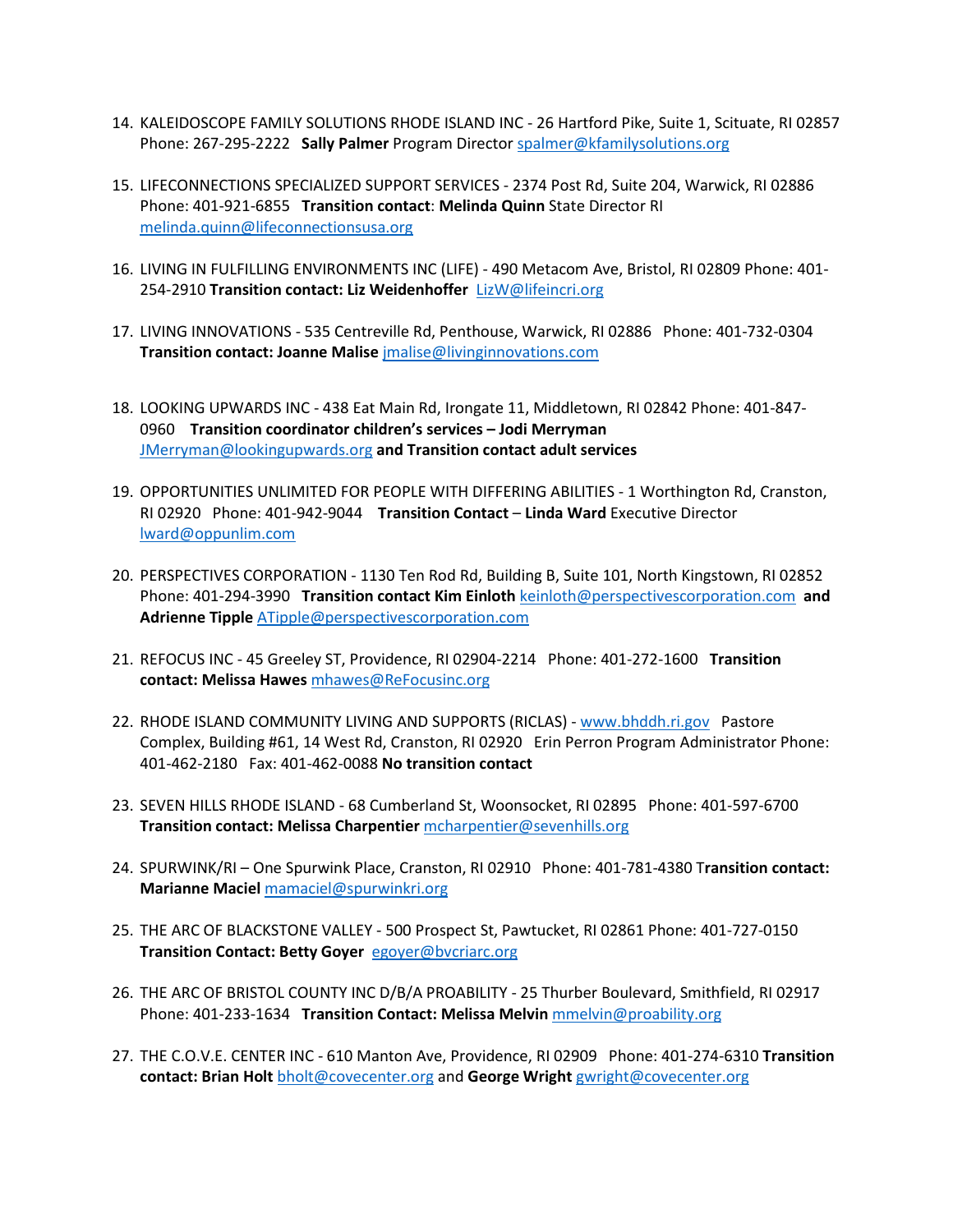14. KALEIDOSCOPE FAMILY SOLUTIONS RHODE ISLAND INC - 26 Hartford Pike, Suite 1, Scituate, RI 02857 Phone: 267-295-2222 **Sally Palmer** Program Director spalmer@kfamilysolutions.org

15. LIFECONNECTIONS SPECIALIZED SUPPORT SERVICES - 2374 Post Rd, Suite 204, Warwick, RI 02886 Phone: 401-921-6855 **Transition contact**: **Melinda Quinn** State Director RI melinda.quinn@lifeconnectionsusa.org

16. LIVING IN FULFILLING ENVIRONMENTS INC (LIFE) - 490 Metacom Ave, Bristol, RI 02809 Phone: 401-254-2910 **Transition contact: Liz Weidenhoffer** LizW@lifeincri.org

17. LIVING INNOVATIONS - 535 Centreville Rd, Penthouse, Warwick, RI 02886 Phone: 401-732-0304 **Transition contact: Joanne Malise** jmalise@livinginnovations.com

18. LOOKING UPWARDS INC - 438 Eat Main Rd, Irongate 11, Middletown, RI 02842 Phone: 401-847-0960 **Transition coordinator children's services – Jodi Merryman** JMerryman@lookingupwards.org **and Transition contact adult services**

19. OPPORTUNITIES UNLIMITED FOR PEOPLE WITH DIFFERING ABILITIES - 1 Worthington Rd, Cranston, RI 02920 Phone: 401-942-9044 **Transition Contact** – **Linda Ward** Executive Director lward@oppunlim.com

20. PERSPECTIVES CORPORATION - 1130 Ten Rod Rd, Building B, Suite 101, North Kingstown, RI 02852 Phone: 401-294-3990 **Transition contact Kim Einloth** keinloth@perspectivescorporation.com **and Adrienne Tipple** ATipple@perspectivescorporation.com

21. REFOCUS INC - 45 Greeley ST, Providence, RI 02904-2214 Phone: 401-272-1600 **Transition contact: Melissa Hawes** mhawes@ReFocusinc.org

22. RHODE ISLAND COMMUNITY LIVING AND SUPPORTS (RICLAS) - www.bhddh.ri.gov Pastore Complex, Building #61, 14 West Rd, Cranston, RI 02920 Erin Perron Program Administrator Phone: 401-462-2180 Fax: 401-462-0088 **No transition contact**

23. SEVEN HILLS RHODE ISLAND - 68 Cumberland St, Woonsocket, RI 02895 Phone: 401-597-6700 **Transition contact: Melissa Charpentier** mcharpentier@sevenhills.org

24. SPURWINK/RI – One Spurwink Place, Cranston, RI 02910 Phone: 401-781-4380 T**ransition contact: Marianne Maciel** mamaciel@spurwinkri.org

25. THE ARC OF BLACKSTONE VALLEY - 500 Prospect St, Pawtucket, RI 02861 Phone: 401-727-0150 **Transition Contact: Betty Goyer** egoyer@bvcriarc.org

26. THE ARC OF BRISTOL COUNTY INC D/B/A PROABILITY - 25 Thurber Boulevard, Smithfield, RI 02917 Phone: 401-233-1634 **Transition Contact: Melissa Melvin** mmelvin@proability.org

27. THE C.O.V.E. CENTER INC - 610 Manton Ave, Providence, RI 02909 Phone: 401-274-6310 **Transition contact: Brian Holt** bholt@covecenter.org and **George Wright** gwright@covecenter.org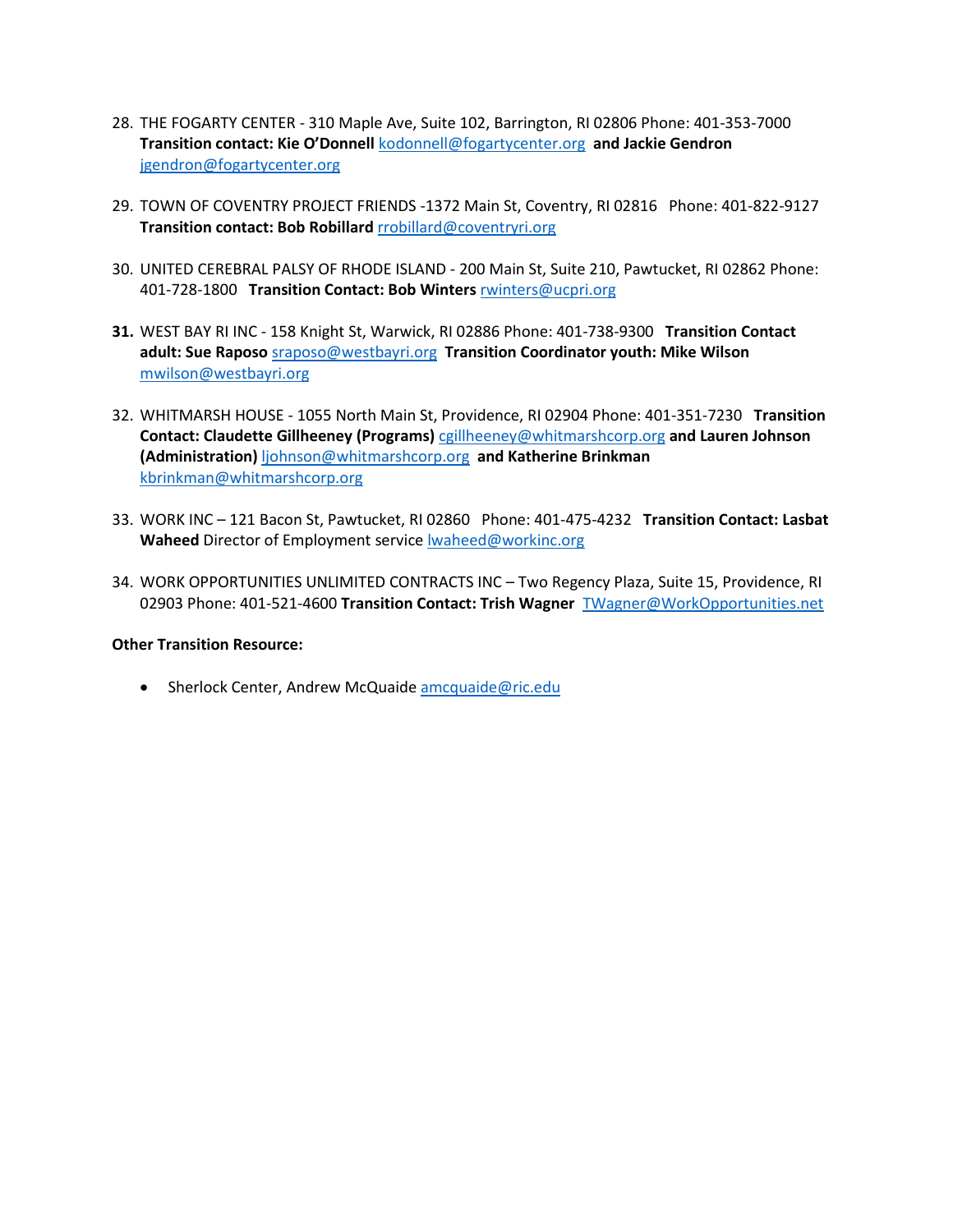28. THE FOGARTY CENTER - 310 Maple Ave, Suite 102, Barrington, RI 02806 Phone: 401-353-7000 **Transition contact: Kie O'Donnell** kodonnell@fogartycenter.org **and Jackie Gendron** jgendron@fogartycenter.org

29. TOWN OF COVENTRY PROJECT FRIENDS -1372 Main St, Coventry, RI 02816 Phone: 401-822-9127 **Transition contact: Bob Robillard** rrobillard@coventryri.org

30. UNITED CEREBRAL PALSY OF RHODE ISLAND - 200 Main St, Suite 210, Pawtucket, RI 02862 Phone: 401-728-1800 **Transition Contact: Bob Winters** rwinters@ucpri.org

31. WEST BAY RI INC - 158 Knight St, Warwick, RI 02886 Phone: 401-738-9300 **Transition Contact adult: Sue Raposo** sraposo@westbayri.org **Transition Coordinator youth: Mike Wilson** mwilson@westbayri.org

32. WHITMARSH HOUSE - 1055 North Main St, Providence, RI 02904 Phone: 401-351-7230 **Transition Contact: Claudette Gillheeney (Programs)** cgillheeney@whitmarshcorp.org **and Lauren Johnson (Administration)** ljohnson@whitmarshcorp.org **and Katherine Brinkman** kbrinkman@whitmarshcorp.org

33. WORK INC – 121 Bacon St, Pawtucket, RI 02860 Phone: 401-475-4232 **Transition Contact: Lasbat Waheed** Director of Employment service lwaheed@workinc.org

34. WORK OPPORTUNITIES UNLIMITED CONTRACTS INC – Two Regency Plaza, Suite 15, Providence, RI 02903 Phone: 401-521-4600 **Transition Contact: Trish Wagner** TWagner@WorkOpportunities.net

**Other Transition Resource:**

- Sherlock Center, Andrew McQuaide amcquaide@ric.edu